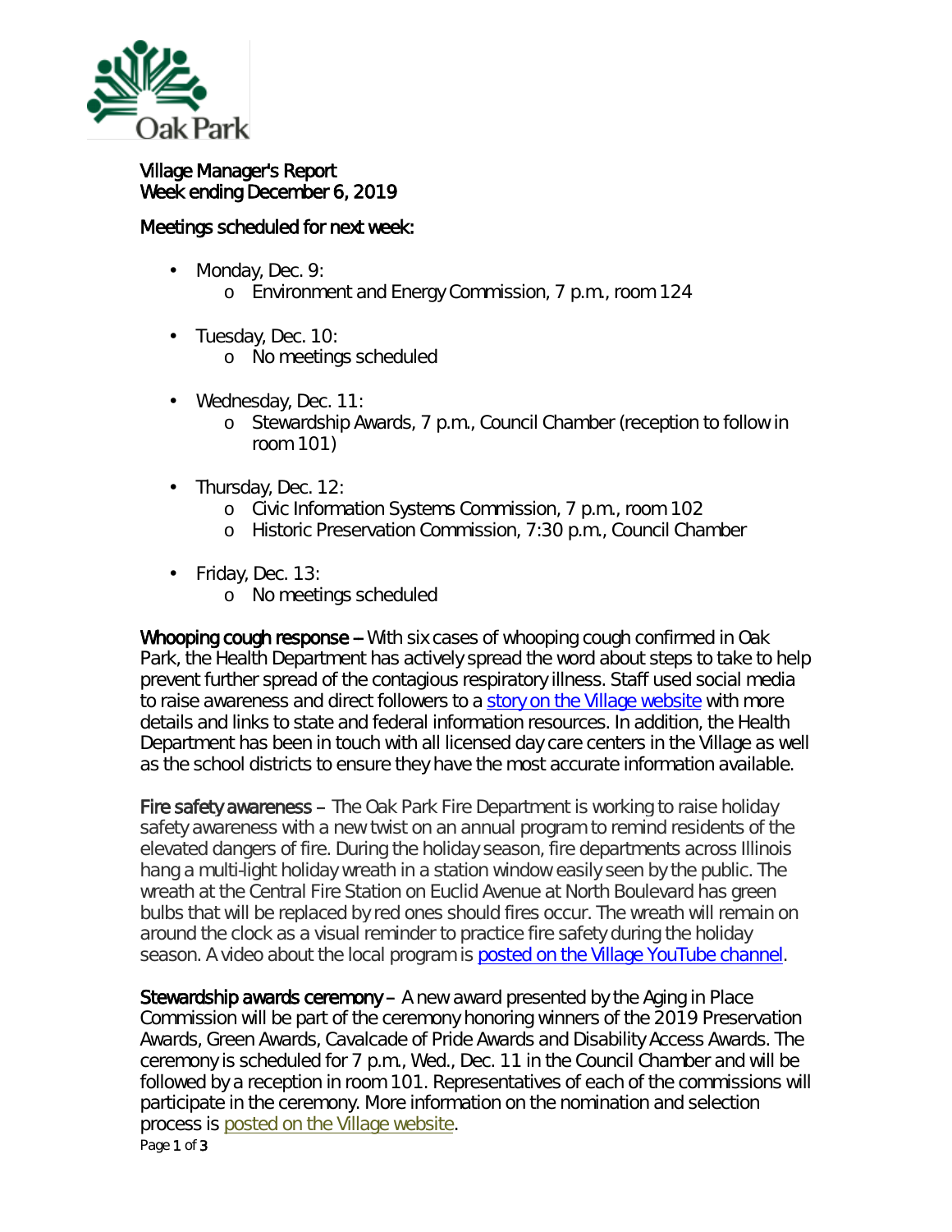# Village Manager's Report
## Week ending December 6, 2019

### Meetings scheduled for next week:

- Monday, Dec. 9:
    - Environment and Energy Commission, 7 p.m., room 124
- Tuesday, Dec. 10:
    - No meetings scheduled
- Wednesday, Dec. 11:
    - Stewardship Awards, 7 p.m., Council Chamber (reception to follow in room 101)
- Thursday, Dec. 12:
    - Civic Information Systems Commission, 7 p.m., room 102
    - Historic Preservation Commission, 7:30 p.m., Council Chamber
- Friday, Dec. 13:
    - No meetings scheduled

**Whooping cough response** – With six cases of whooping cough confirmed in Oak Park, the Health Department has actively spread the word about steps to take to help prevent further spread of the contagious respiratory illness. Staff used social media to raise awareness and direct followers to a story on the Village website with more details and links to state and federal information resources. In addition, the Health Department has been in touch with all licensed day care centers in the Village as well as the school districts to ensure they have the most accurate information available.

**Fire safety awareness** – The Oak Park Fire Department is working to raise holiday safety awareness with a new twist on an annual program to remind residents of the elevated dangers of fire. During the holiday season, fire departments across Illinois hang a multi-light holiday wreath in a station window easily seen by the public. The wreath at the Central Fire Station on Euclid Avenue at North Boulevard has green bulbs that will be replaced by red ones should fires occur. The wreath will remain on around the clock as a visual reminder to practice fire safety during the holiday season. A video about the local program is posted on the Village YouTube channel.

**Stewardship awards ceremony** – A new award presented by the Aging in Place Commission will be part of the ceremony honoring winners of the 2019 Preservation Awards, Green Awards, Cavalcade of Pride Awards and Disability Access Awards. The ceremony is scheduled for 7 p.m., Wed., Dec. 11 in the Council Chamber and will be followed by a reception in room 101. Representatives of each of the commissions will participate in the ceremony. More information on the nomination and selection process is posted on the Village website.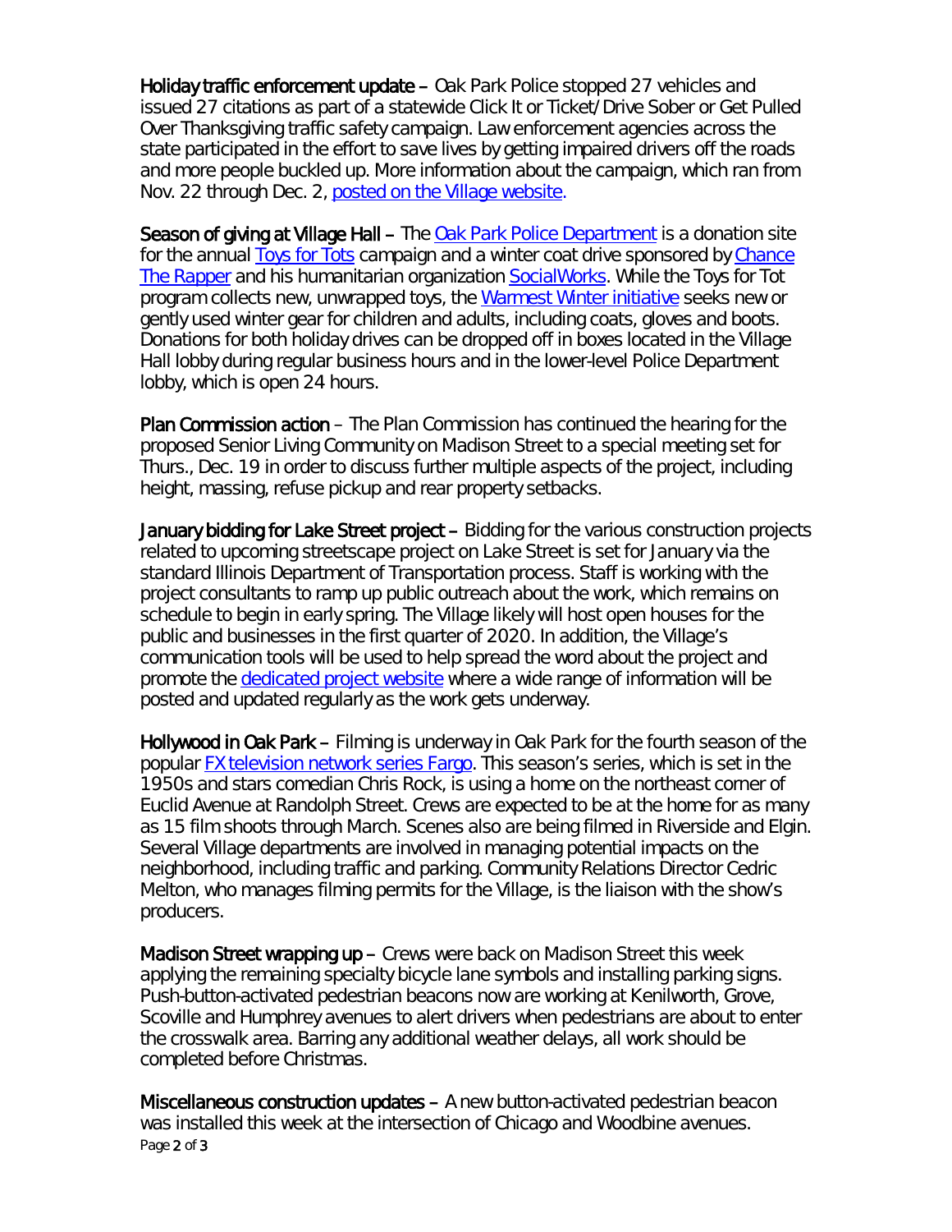**Holiday traffic enforcement update** – Oak Park Police stopped 27 vehicles and issued 27 citations as part of a statewide Click It or Ticket/Drive Sober or Get Pulled Over Thanksgiving traffic safety campaign. Law enforcement agencies across the state participated in the effort to save lives by getting impaired drivers off the roads and more people buckled up. More information about the campaign, which ran from Nov. 22 through Dec. 2, [posted on the Village website.]

**Season of giving at Village Hall** – The [Oak Park Police Department] is a donation site for the annual [Toys for Tots] campaign and a winter coat drive sponsored by [Chance The Rapper] and his humanitarian organization [SocialWorks]. While the Toys for Tot program collects new, unwrapped toys, the [Warmest Winter initiative] seeks new or gently used winter gear for children and adults, including coats, gloves and boots. Donations for both holiday drives can be dropped off in boxes located in the Village Hall lobby during regular business hours and in the lower-level Police Department lobby, which is open 24 hours.

**Plan Commission action** – The Plan Commission has continued the hearing for the proposed Senior Living Community on Madison Street to a special meeting set for Thurs., Dec. 19 in order to discuss further multiple aspects of the project, including height, massing, refuse pickup and rear property setbacks.

**January bidding for Lake Street project** – Bidding for the various construction projects related to upcoming streetscape project on Lake Street is set for January via the standard Illinois Department of Transportation process. Staff is working with the project consultants to ramp up public outreach about the work, which remains on schedule to begin in early spring. The Village likely will host open houses for the public and businesses in the first quarter of 2020. In addition, the Village's communication tools will be used to help spread the word about the project and promote the [dedicated project website] where a wide range of information will be posted and updated regularly as the work gets underway.

**Hollywood in Oak Park** – Filming is underway in Oak Park for the fourth season of the popular [FX television network series Fargo]. This season's series, which is set in the 1950s and stars comedian Chris Rock, is using a home on the northeast corner of Euclid Avenue at Randolph Street. Crews are expected to be at the home for as many as 15 film shoots through March. Scenes also are being filmed in Riverside and Elgin. Several Village departments are involved in managing potential impacts on the neighborhood, including traffic and parking. Community Relations Director Cedric Melton, who manages filming permits for the Village, is the liaison with the show's producers.

**Madison Street wrapping up** – Crews were back on Madison Street this week applying the remaining specialty bicycle lane symbols and installing parking signs. Push-button-activated pedestrian beacons now are working at Kenilworth, Grove, Scoville and Humphrey avenues to alert drivers when pedestrians are about to enter the crosswalk area. Barring any additional weather delays, all work should be completed before Christmas.

**Miscellaneous construction updates** – A new button-activated pedestrian beacon was installed this week at the intersection of Chicago and Woodbine avenues.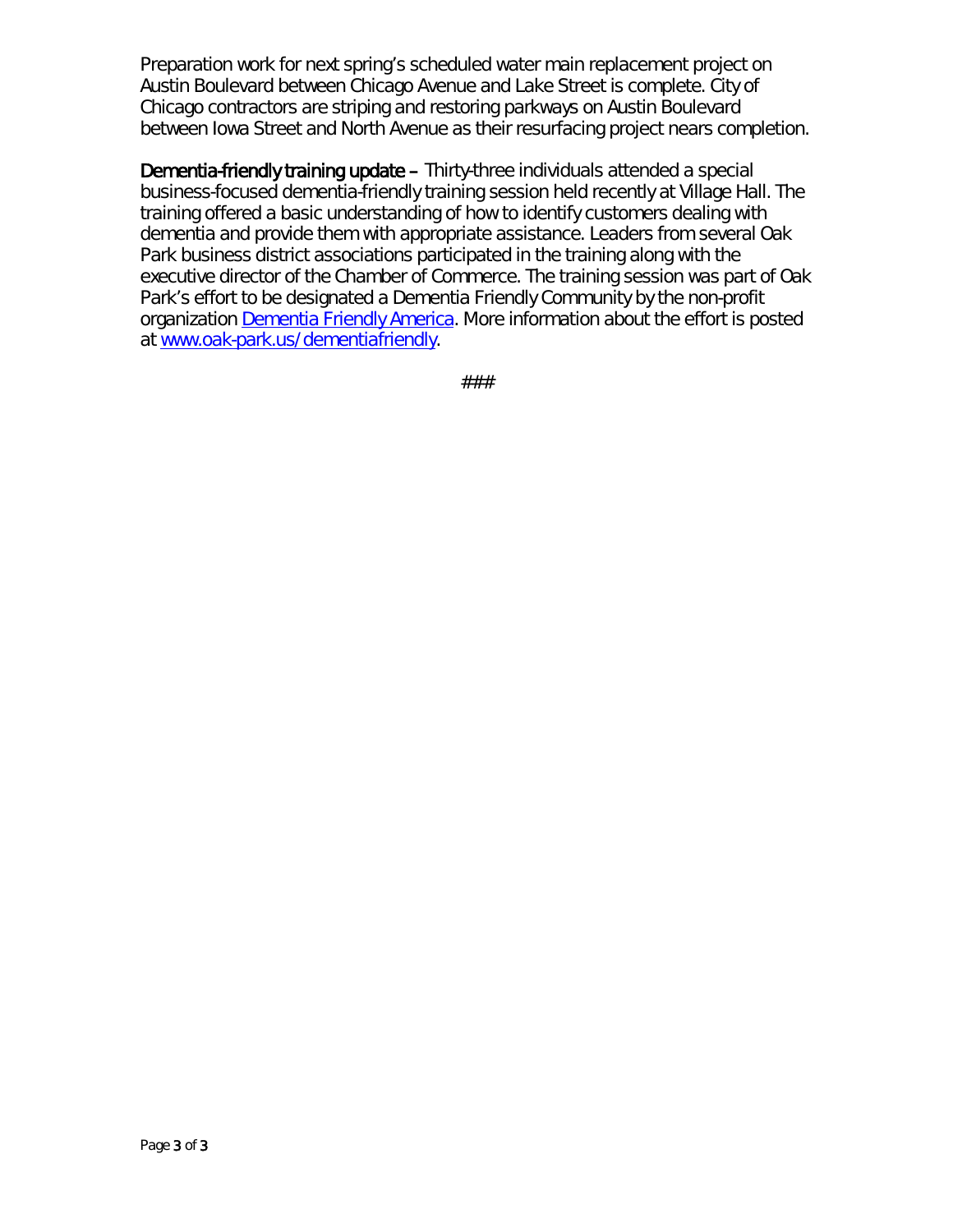Preparation work for next spring's scheduled water main replacement project on Austin Boulevard between Chicago Avenue and Lake Street is complete. City of Chicago contractors are striping and restoring parkways on Austin Boulevard between Iowa Street and North Avenue as their resurfacing project nears completion.

**Dementia-friendly training update –** Thirty-three individuals attended a special business-focused dementia-friendly training session held recently at Village Hall. The training offered a basic understanding of how to identify customers dealing with dementia and provide them with appropriate assistance. Leaders from several Oak Park business district associations participated in the training along with the executive director of the Chamber of Commerce. The training session was part of Oak Park's effort to be designated a Dementia Friendly Community by the non-profit organization [Dementia Friendly America]. More information about the effort is posted at [www.oak-park.us/dementiafriendly].

###